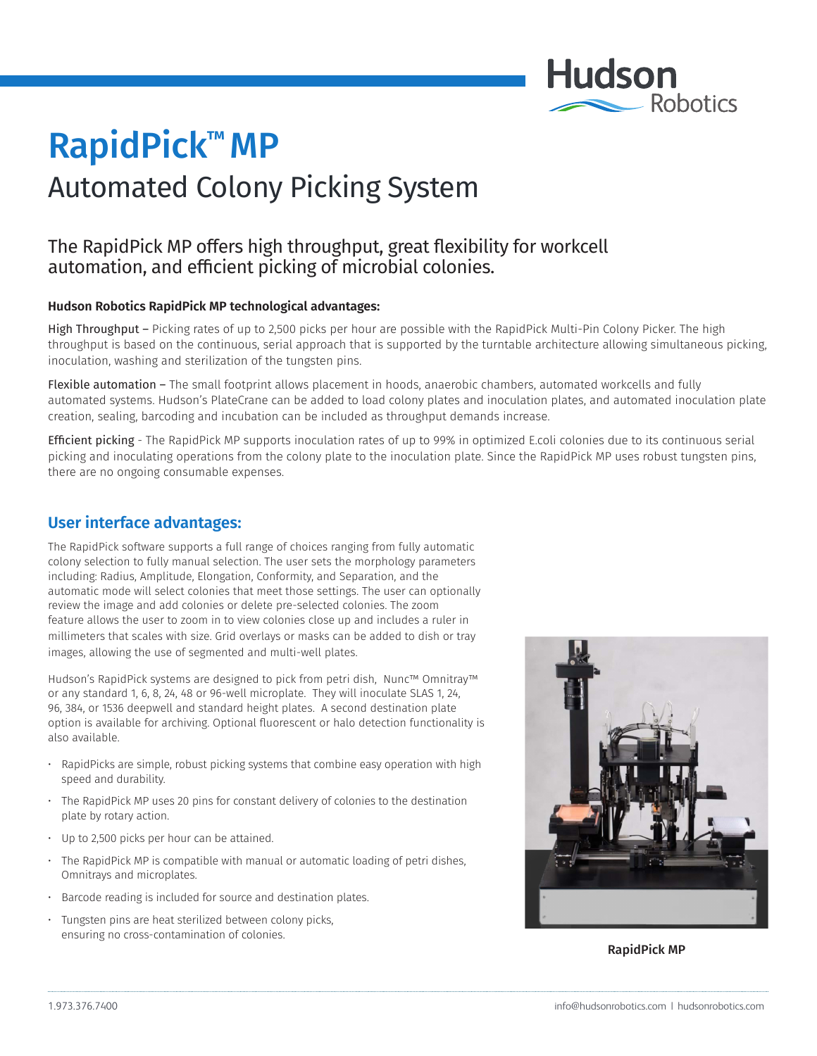# RapidPick™ MP

## Automated Colony Picking System

### The RapidPick MP offers high throughput, great flexibility for workcell automation, and efficient picking of microbial colonies.

**Hudson Robotics RapidPick MP technological advantages:**

High Throughput – Picking rates of up to 2,500 picks per hour are possible with the RapidPick Multi-Pin Colony Picker. The high throughput is based on the continuous, serial approach that is supported by the turntable architecture allowing simultaneous picking, inoculation, washing and sterilization of the tungsten pins.

Flexible automation – The small footprint allows placement in hoods, anaerobic chambers, automated workcells and fully automated systems. Hudson's PlateCrane can be added to load colony plates and inoculation plates, and automated inoculation plate creation, sealing, barcoding and incubation can be included as throughput demands increase.

Efficient picking - The RapidPick MP supports inoculation rates of up to 99% in optimized E.coli colonies due to its continuous serial picking and inoculating operations from the colony plate to the inoculation plate. Since the RapidPick MP uses robust tungsten pins, there are no ongoing consumable expenses.

## User interface advantages:

The RapidPick software supports a full range of choices ranging from fully automatic colony selection to fully manual selection. The user sets the morphology parameters including: Radius, Amplitude, Elongation, Conformity, and Separation, and the automatic mode will select colonies that meet those settings. The user can optionally review the image and add colonies or delete pre-selected colonies. The zoom feature allows the user to zoom in to view colonies close up and includes a ruler in millimeters that scales with size. Grid overlays or masks can be added to dish or tray images, allowing the use of segmented and multi-well plates.

Hudson's RapidPick systems are designed to pick from petri dish, Nunc™ Omnitray™ or any standard 1, 6, 8, 24, 48 or 96-well microplate. They will inoculate SLAS 1, 24, 96, 384, or 1536 deepwell and standard height plates. A second destination plate option is available for archiving. Optional fluorescent or halo detection functionality is also available.

- RapidPicks are simple, robust picking systems that combine easy operation with high speed and durability.
- The RapidPick MP uses 20 pins for constant delivery of colonies to the destination plate by rotary action.
- Up to 2,500 picks per hour can be attained.
- The RapidPick MP is compatible with manual or automatic loading of petri dishes, Omnitrays and microplates.
- Barcode reading is included for source and destination plates.
- Tungsten pins are heat sterilized between colony picks, ensuring no cross-contamination of colonies.

**RapidPick MP**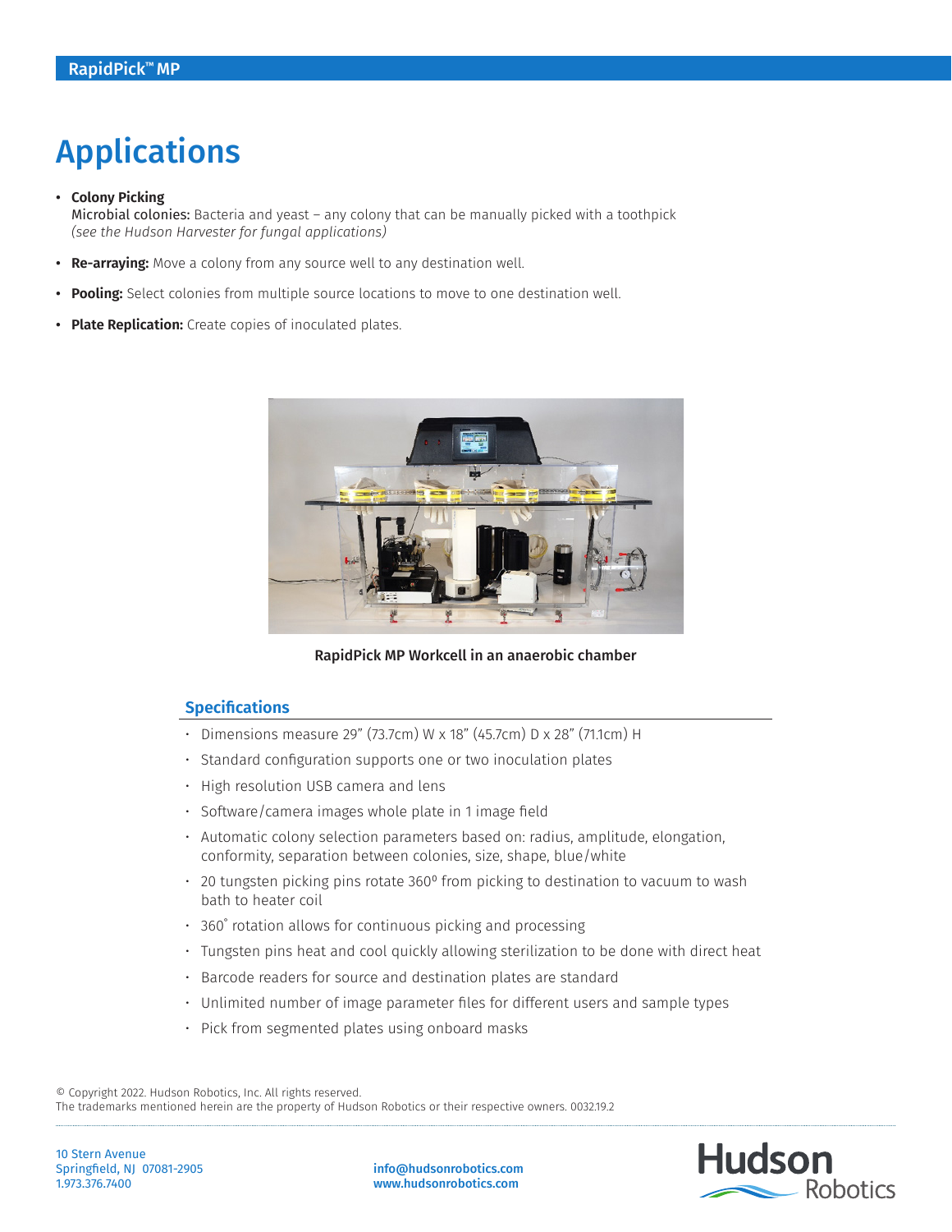# Applications

- **Colony Picking**
  Microbial colonies: Bacteria and yeast – any colony that can be manually picked with a toothpick
  *(see the Hudson Harvester for fungal applications)*
- **Re-arraying:** Move a colony from any source well to any destination well.
- **Pooling:** Select colonies from multiple source locations to move to one destination well.
- **Plate Replication:** Create copies of inoculated plates.

**RapidPick MP Workcell in an anaerobic chamber**

## Specifications

- Dimensions measure 29” (73.7cm) W x 18” (45.7cm) D x 28” (71.1cm) H
- Standard configuration supports one or two inoculation plates
- High resolution USB camera and lens
- Software/camera images whole plate in 1 image field
- Automatic colony selection parameters based on: radius, amplitude, elongation, conformity, separation between colonies, size, shape, blue/white
- 20 tungsten picking pins rotate 360º from picking to destination to vacuum to wash bath to heater coil
- 360˚ rotation allows for continuous picking and processing
- Tungsten pins heat and cool quickly allowing sterilization to be done with direct heat
- Barcode readers for source and destination plates are standard
- Unlimited number of image parameter files for different users and sample types
- Pick from segmented plates using onboard masks

© Copyright 2022. Hudson Robotics, Inc. All rights reserved.
The trademarks mentioned herein are the property of Hudson Robotics or their respective owners. 0032.19.2

10 Stern Avenue
Springfield, NJ 07081-2905
1.973.376.7400

info@hudsonrobotics.com
www.hudsonrobotics.com

Hudson Robotics